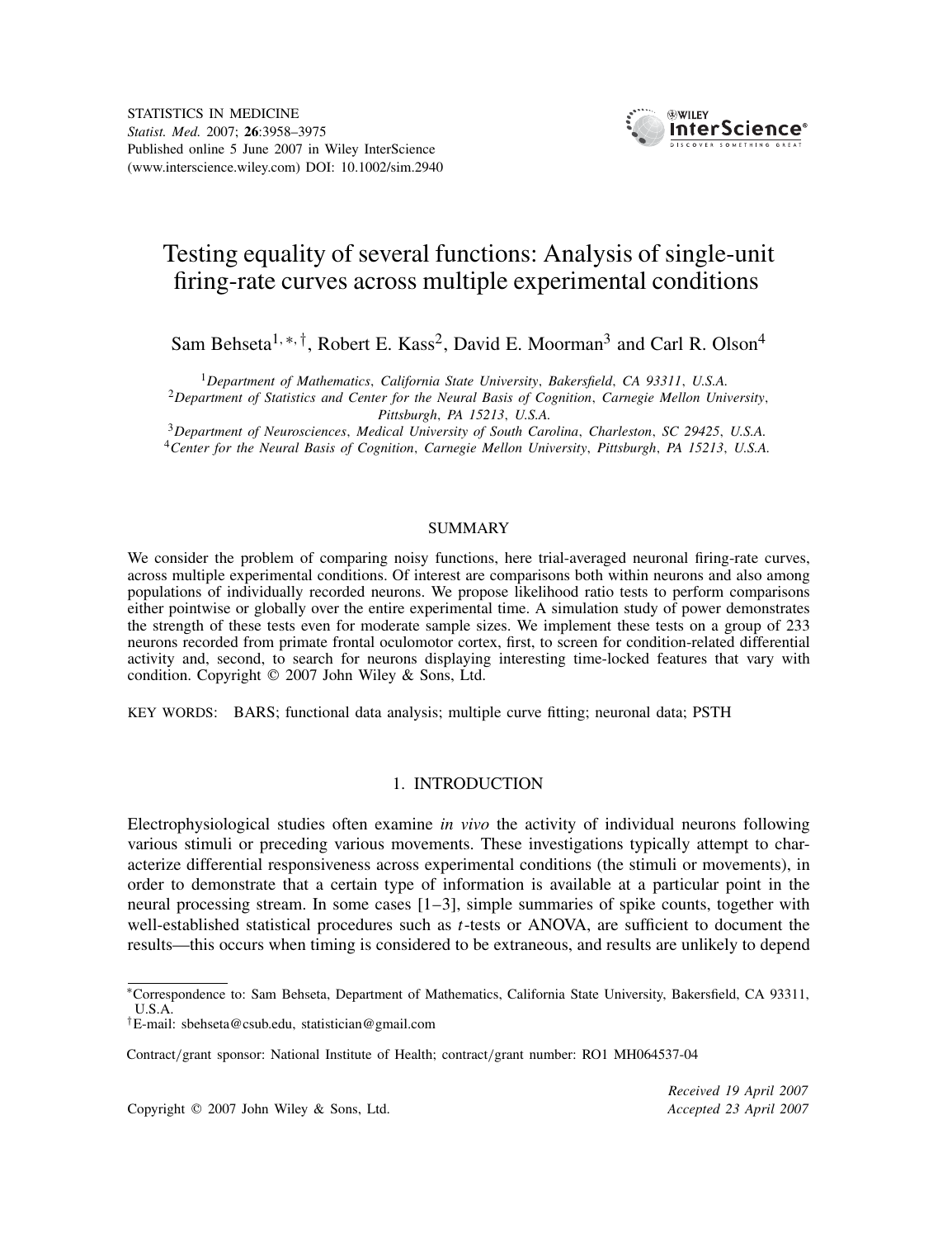# Testing equality of several functions: Analysis of single-unit firing-rate curves across multiple experimental conditions

Sam Behseta[1,\*,†], Robert E. Kass[2], David E. Moorman[3] and Carl R. Olson[4]

[1]*Department of Mathematics, California State University, Bakersfield, CA 93311, U.S.A.*
[2]*Department of Statistics and Center for the Neural Basis of Cognition, Carnegie Mellon University, Pittsburgh, PA 15213, U.S.A.*
[3]*Department of Neurosciences, Medical University of South Carolina, Charleston, SC 29425, U.S.A.*
[4]*Center for the Neural Basis of Cognition, Carnegie Mellon University, Pittsburgh, PA 15213, U.S.A.*

## SUMMARY

We consider the problem of comparing noisy functions, here trial-averaged neuronal firing-rate curves, across multiple experimental conditions. Of interest are comparisons both within neurons and also among populations of individually recorded neurons. We propose likelihood ratio tests to perform comparisons either pointwise or globally over the entire experimental time. A simulation study of power demonstrates the strength of these tests even for moderate sample sizes. We implement these tests on a group of 233 neurons recorded from primate frontal oculomotor cortex, first, to screen for condition-related differential activity and, second, to search for neurons displaying interesting time-locked features that vary with condition. Copyright © 2007 John Wiley & Sons, Ltd.

KEY WORDS: BARS; functional data analysis; multiple curve fitting; neuronal data; PSTH

## 1. INTRODUCTION

Electrophysiological studies often examine *in vivo* the activity of individual neurons following various stimuli or preceding various movements. These investigations typically attempt to characterize differential responsiveness across experimental conditions (the stimuli or movements), in order to demonstrate that a certain type of information is available at a particular point in the neural processing stream. In some cases [1–3], simple summaries of spike counts, together with well-established statistical procedures such as $t$-tests or ANOVA, are sufficient to document the results—this occurs when timing is considered to be extraneous, and results are unlikely to depend

---

\*Correspondence to: Sam Behseta, Department of Mathematics, California State University, Bakersfield, CA 93311, U.S.A.

†E-mail: sbehseta@csub.edu, statistician@gmail.com

Contract/grant sponsor: National Institute of Health; contract/grant number: RO1 MH064537-04

Received 19 April 2007
Accepted 23 April 2007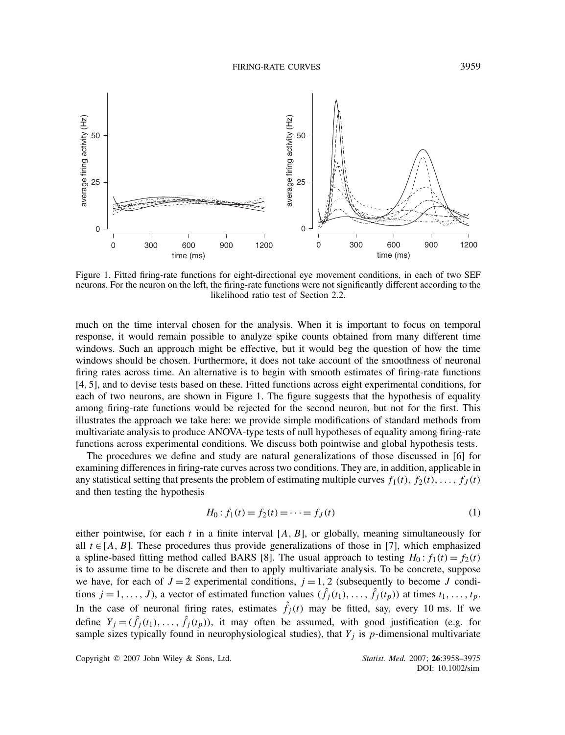Figure 1. Fitted firing-rate functions for eight-directional eye movement conditions, in each of two SEF neurons. For the neuron on the left, the firing-rate functions were not significantly different according to the likelihood ratio test of Section 2.2.

much on the time interval chosen for the analysis. When it is important to focus on temporal response, it would remain possible to analyze spike counts obtained from many different time windows. Such an approach might be effective, but it would beg the question of how the time windows should be chosen. Furthermore, it does not take account of the smoothness of neuronal firing rates across time. An alternative is to begin with smooth estimates of firing-rate functions [4, 5], and to devise tests based on these. Fitted functions across eight experimental conditions, for each of two neurons, are shown in Figure 1. The figure suggests that the hypothesis of equality among firing-rate functions would be rejected for the second neuron, but not for the first. This illustrates the approach we take here: we provide simple modifications of standard methods from multivariate analysis to produce ANOVA-type tests of null hypotheses of equality among firing-rate functions across experimental conditions. We discuss both pointwise and global hypothesis tests.

The procedures we define and study are natural generalizations of those discussed in [6] for examining differences in firing-rate curves across two conditions. They are, in addition, applicable in any statistical setting that presents the problem of estimating multiple curves $f_1(t), f_2(t), \ldots, f_J(t)$ and then testing the hypothesis

$$H_0: f_1(t) = f_2(t) = \cdots = f_J(t) \tag{1}$$

either pointwise, for each $t$ in a finite interval $[A, B]$, or globally, meaning simultaneously for all $t \in [A, B]$. These procedures thus provide generalizations of those in [7], which emphasized a spline-based fitting method called BARS [8]. The usual approach to testing $H_0: f_1(t) = f_2(t)$ is to assume time to be discrete and then to apply multivariate analysis. To be concrete, suppose we have, for each of $J = 2$ experimental conditions, $j = 1, 2$ (subsequently to become $J$ conditions $j = 1, \ldots, J$), a vector of estimated function values $(\hat{f}_j(t_1), \ldots, \hat{f}_j(t_p))$ at times $t_1, \ldots, t_p$. In the case of neuronal firing rates, estimates $\hat{f}_j(t)$ may be fitted, say, every 10 ms. If we define $Y_j = (\hat{f}_j(t_1), \ldots, \hat{f}_j(t_p))$, it may often be assumed, with good justification (e.g. for sample sizes typically found in neurophysiological studies), that $Y_j$ is $p$-dimensional multivariate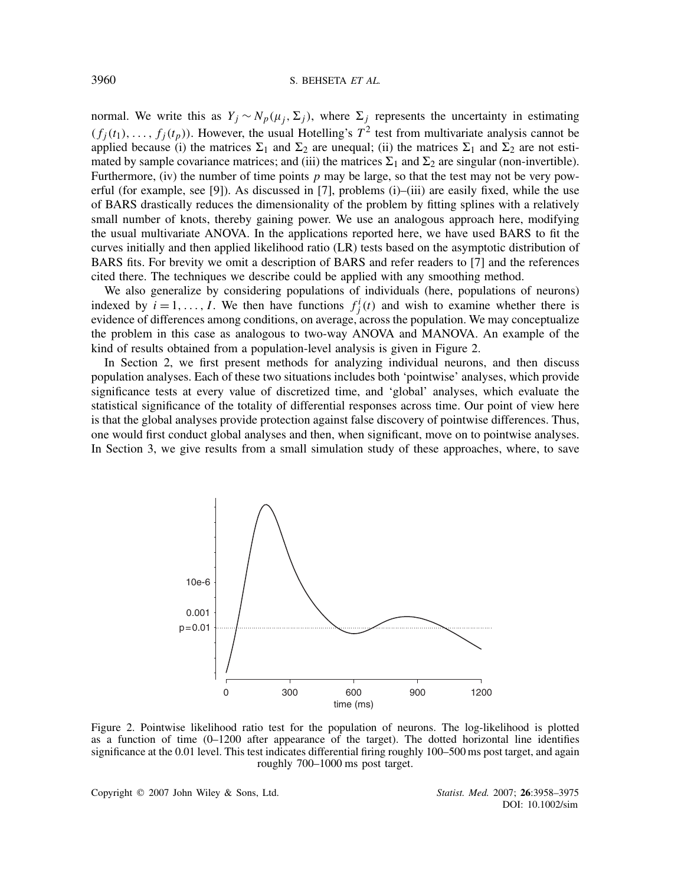normal. We write this as $Y_j \sim N_p(\mu_j, \Sigma_j)$, where $\Sigma_j$ represents the uncertainty in estimating $(f_j(t_1), \ldots, f_j(t_p))$. However, the usual Hotelling's $T^2$ test from multivariate analysis cannot be applied because (i) the matrices $\Sigma_1$ and $\Sigma_2$ are unequal; (ii) the matrices $\Sigma_1$ and $\Sigma_2$ are not estimated by sample covariance matrices; and (iii) the matrices $\Sigma_1$ and $\Sigma_2$ are singular (non-invertible). Furthermore, (iv) the number of time points $p$ may be large, so that the test may not be very powerful (for example, see [9]). As discussed in [7], problems (i)–(iii) are easily fixed, while the use of BARS drastically reduces the dimensionality of the problem by fitting splines with a relatively small number of knots, thereby gaining power. We use an analogous approach here, modifying the usual multivariate ANOVA. In the applications reported here, we have used BARS to fit the curves initially and then applied likelihood ratio (LR) tests based on the asymptotic distribution of BARS fits. For brevity we omit a description of BARS and refer readers to [7] and the references cited there. The techniques we describe could be applied with any smoothing method.

We also generalize by considering populations of individuals (here, populations of neurons) indexed by $i = 1, \ldots, I$. We then have functions $f_j^i(t)$ and wish to examine whether there is evidence of differences among conditions, on average, across the population. We may conceptualize the problem in this case as analogous to two-way ANOVA and MANOVA. An example of the kind of results obtained from a population-level analysis is given in Figure 2.

In Section 2, we first present methods for analyzing individual neurons, and then discuss population analyses. Each of these two situations includes both 'pointwise' analyses, which provide significance tests at every value of discretized time, and 'global' analyses, which evaluate the statistical significance of the totality of differential responses across time. Our point of view here is that the global analyses provide protection against false discovery of pointwise differences. Thus, one would first conduct global analyses and then, when significant, move on to pointwise analyses. In Section 3, we give results from a small simulation study of these approaches, where, to save

Figure 2. Pointwise likelihood ratio test for the population of neurons. The log-likelihood is plotted as a function of time (0–1200 after appearance of the target). The dotted horizontal line identifies significance at the 0.01 level. This test indicates differential firing roughly 100–500 ms post target, and again roughly 700–1000 ms post target.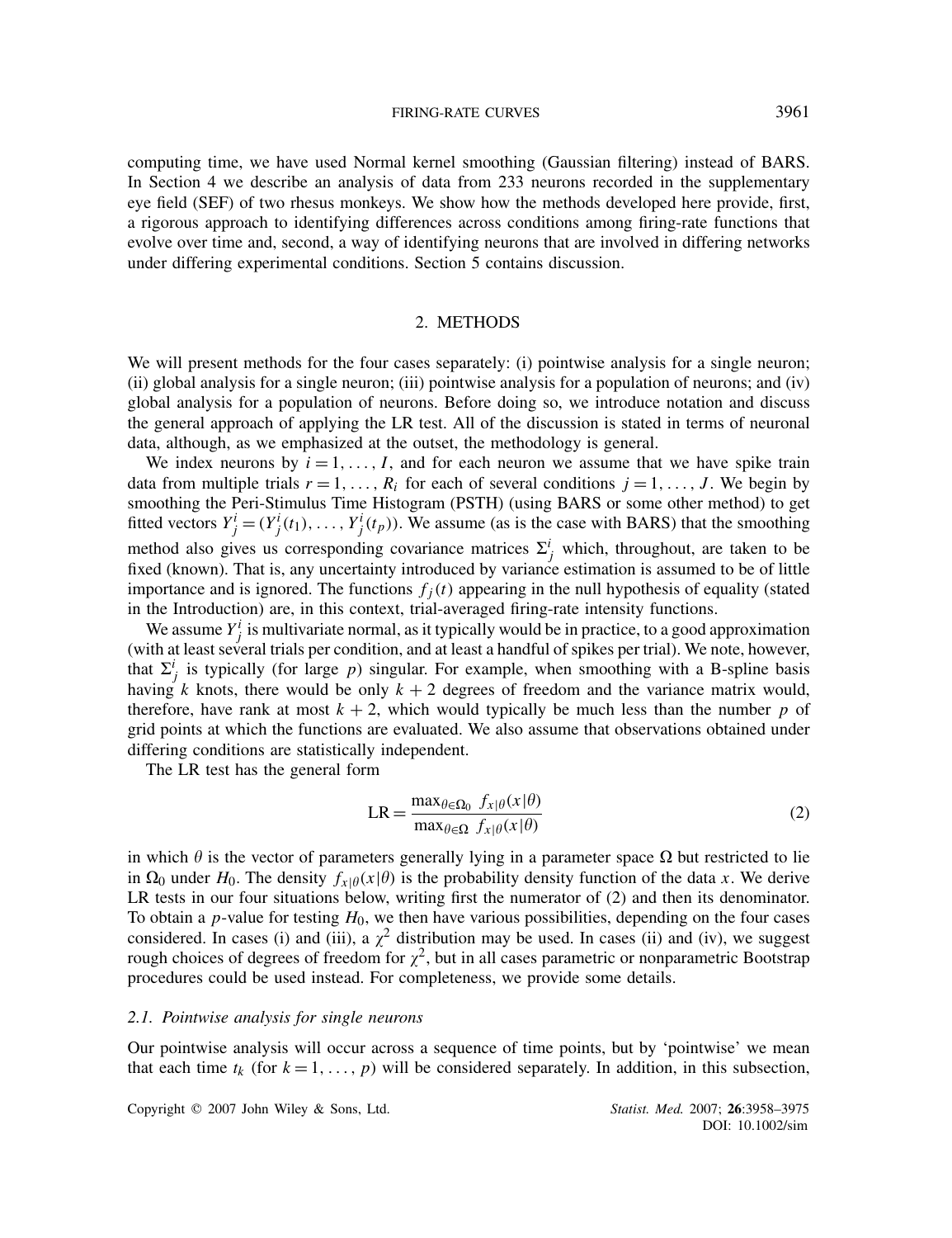computing time, we have used Normal kernel smoothing (Gaussian filtering) instead of BARS. In Section 4 we describe an analysis of data from 233 neurons recorded in the supplementary eye field (SEF) of two rhesus monkeys. We show how the methods developed here provide, first, a rigorous approach to identifying differences across conditions among firing-rate functions that evolve over time and, second, a way of identifying neurons that are involved in differing networks under differing experimental conditions. Section 5 contains discussion.

## 2. METHODS

We will present methods for the four cases separately: (i) pointwise analysis for a single neuron; (ii) global analysis for a single neuron; (iii) pointwise analysis for a population of neurons; and (iv) global analysis for a population of neurons. Before doing so, we introduce notation and discuss the general approach of applying the LR test. All of the discussion is stated in terms of neuronal data, although, as we emphasized at the outset, the methodology is general.

We index neurons by $i = 1, \ldots, I$, and for each neuron we assume that we have spike train data from multiple trials $r = 1, \ldots, R_i$ for each of several conditions $j = 1, \ldots, J$. We begin by smoothing the Peri-Stimulus Time Histogram (PSTH) (using BARS or some other method) to get fitted vectors $Y_j^i = (Y_j^i(t_1), \ldots, Y_j^i(t_p))$. We assume (as is the case with BARS) that the smoothing method also gives us corresponding covariance matrices $\Sigma_j^i$ which, throughout, are taken to be fixed (known). That is, any uncertainty introduced by variance estimation is assumed to be of little importance and is ignored. The functions $f_j(t)$ appearing in the null hypothesis of equality (stated in the Introduction) are, in this context, trial-averaged firing-rate intensity functions.

We assume $Y_j^i$ is multivariate normal, as it typically would be in practice, to a good approximation (with at least several trials per condition, and at least a handful of spikes per trial). We note, however, that $\Sigma_j^i$ is typically (for large $p$) singular. For example, when smoothing with a B-spline basis having $k$ knots, there would be only $k+2$ degrees of freedom and the variance matrix would, therefore, have rank at most $k+2$, which would typically be much less than the number $p$ of grid points at which the functions are evaluated. We also assume that observations obtained under differing conditions are statistically independent.

The LR test has the general form

$$\mathrm{LR} = \frac{\max_{\theta \in \Omega_0} f_{x|\theta}(x|\theta)}{\max_{\theta \in \Omega} f_{x|\theta}(x|\theta)} \tag{2}$$

in which $\theta$ is the vector of parameters generally lying in a parameter space $\Omega$ but restricted to lie in $\Omega_0$ under $H_0$. The density $f_{x|\theta}(x|\theta)$ is the probability density function of the data $x$. We derive LR tests in our four situations below, writing first the numerator of (2) and then its denominator. To obtain a $p$-value for testing $H_0$, we then have various possibilities, depending on the four cases considered. In cases (i) and (iii), a $\chi^2$ distribution may be used. In cases (ii) and (iv), we suggest rough choices of degrees of freedom for $\chi^2$, but in all cases parametric or nonparametric Bootstrap procedures could be used instead. For completeness, we provide some details.

### 2.1. Pointwise analysis for single neurons

Our pointwise analysis will occur across a sequence of time points, but by 'pointwise' we mean that each time $t_k$ (for $k = 1, \ldots, p$) will be considered separately. In addition, in this subsection,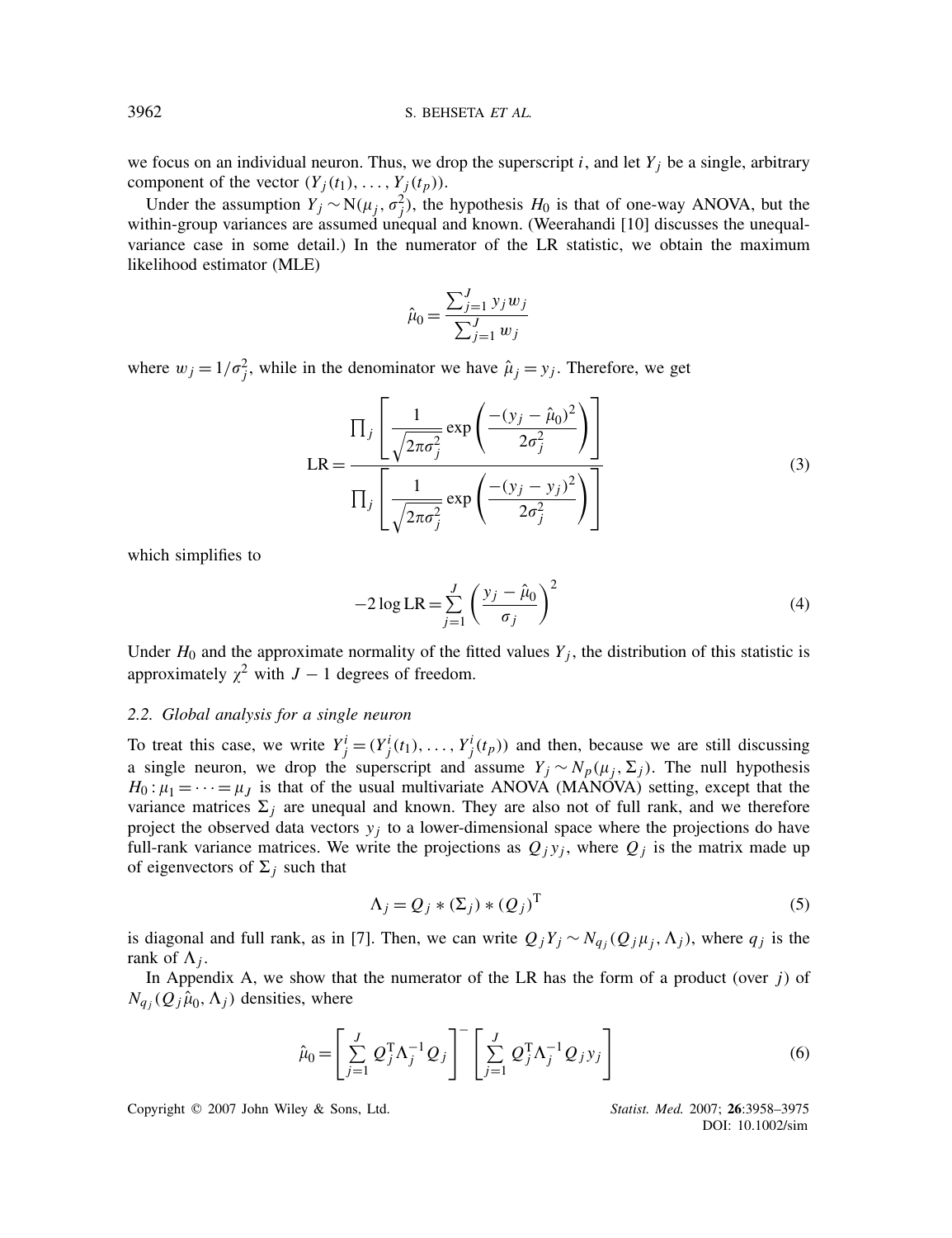we focus on an individual neuron. Thus, we drop the superscript $i$, and let $Y_j$ be a single, arbitrary component of the vector $(Y_j(t_1), \ldots, Y_j(t_p))$.

Under the assumption $Y_j \sim \mathrm{N}(\mu_j, \sigma_j^2)$, the hypothesis $H_0$ is that of one-way ANOVA, but the within-group variances are assumed unequal and known. (Weerahandi [10] discusses the unequal-variance case in some detail.) In the numerator of the LR statistic, we obtain the maximum likelihood estimator (MLE)

$$\hat{\mu}_0 = \frac{\sum_{j=1}^{J} y_j w_j}{\sum_{j=1}^{J} w_j}$$

where $w_j = 1/\sigma_j^2$, while in the denominator we have $\hat{\mu}_j = y_j$. Therefore, we get

$$\mathrm{LR} = \frac{\prod_j \left[ \dfrac{1}{\sqrt{2\pi\sigma_j^2}} \exp\left( \dfrac{-(y_j - \hat{\mu}_0)^2}{2\sigma_j^2} \right) \right]}{\prod_j \left[ \dfrac{1}{\sqrt{2\pi\sigma_j^2}} \exp\left( \dfrac{-(y_j - y_j)^2}{2\sigma_j^2} \right) \right]} \tag{3}$$

which simplifies to

$$-2 \log \mathrm{LR} = \sum_{j=1}^{J} \left( \frac{y_j - \hat{\mu}_0}{\sigma_j} \right)^2 \tag{4}$$

Under $H_0$ and the approximate normality of the fitted values $Y_j$, the distribution of this statistic is approximately $\chi^2$ with $J-1$ degrees of freedom.

### 2.2. Global analysis for a single neuron

To treat this case, we write $Y_j^i = (Y_j^i(t_1), \ldots, Y_j^i(t_p))$ and then, because we are still discussing a single neuron, we drop the superscript and assume $Y_j \sim N_p(\mu_j, \Sigma_j)$. The null hypothesis $H_0 : \mu_1 = \cdots = \mu_J$ is that of the usual multivariate ANOVA (MANOVA) setting, except that the variance matrices $\Sigma_j$ are unequal and known. They are also not of full rank, and we therefore project the observed data vectors $y_j$ to a lower-dimensional space where the projections do have full-rank variance matrices. We write the projections as $Q_j y_j$, where $Q_j$ is the matrix made up of eigenvectors of $\Sigma_j$ such that

$$\Lambda_j = Q_j * (\Sigma_j) * (Q_j)^{\mathrm{T}} \tag{5}$$

is diagonal and full rank, as in [7]. Then, we can write $Q_j Y_j \sim N_{q_j}(Q_j \mu_j, \Lambda_j)$, where $q_j$ is the rank of $\Lambda_j$.

In Appendix A, we show that the numerator of the LR has the form of a product (over $j$) of $N_{q_j}(Q_j \hat{\mu}_0, \Lambda_j)$ densities, where

$$\hat{\mu}_0 = \left[ \sum_{j=1}^{J} Q_j^{\mathrm{T}} \Lambda_j^{-1} Q_j \right]^{-} \left[ \sum_{j=1}^{J} Q_j^{\mathrm{T}} \Lambda_j^{-1} Q_j y_j \right] \tag{6}$$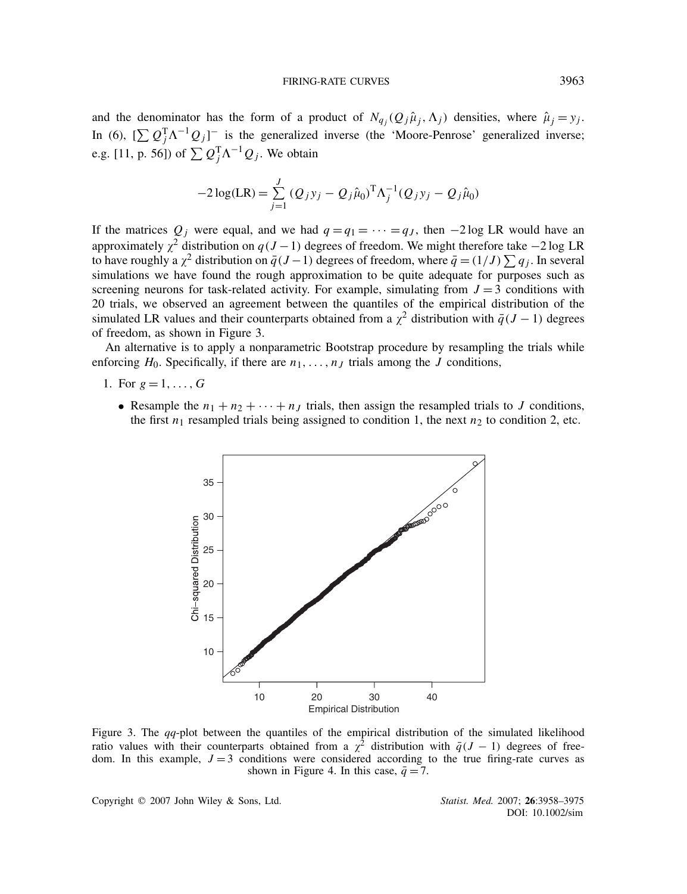and the denominator has the form of a product of $N_{q_j}(Q_j\hat{\mu}_j, \Lambda_j)$ densities, where $\hat{\mu}_j = y_j$. In (6), $[\sum Q_j^{\mathrm{T}}\Lambda^{-1}Q_j]^{-}$ is the generalized inverse (the 'Moore-Penrose' generalized inverse; e.g. [11, p. 56]) of $\sum Q_j^{\mathrm{T}}\Lambda^{-1}Q_j$. We obtain

$$-2\log(\mathrm{LR}) = \sum_{j=1}^{J} (Q_j y_j - Q_j\hat{\mu}_0)^{\mathrm{T}}\Lambda_j^{-1}(Q_j y_j - Q_j\hat{\mu}_0)$$

If the matrices $Q_j$ were equal, and we had $q = q_1 = \cdots = q_J$, then $-2\log \mathrm{LR}$ would have an approximately $\chi^2$ distribution on $q(J-1)$ degrees of freedom. We might therefore take $-2\log \mathrm{LR}$ to have roughly a $\chi^2$ distribution on $\bar{q}(J-1)$ degrees of freedom, where $\bar{q} = (1/J)\sum q_j$. In several simulations we have found the rough approximation to be quite adequate for purposes such as screening neurons for task-related activity. For example, simulating from $J = 3$ conditions with 20 trials, we observed an agreement between the quantiles of the empirical distribution of the simulated LR values and their counterparts obtained from a $\chi^2$ distribution with $\bar{q}(J-1)$ degrees of freedom, as shown in Figure 3.

An alternative is to apply a nonparametric Bootstrap procedure by resampling the trials while enforcing $H_0$. Specifically, if there are $n_1, \ldots, n_J$ trials among the $J$ conditions,

1. For $g = 1, \ldots, G$
   - Resample the $n_1 + n_2 + \cdots + n_J$ trials, then assign the resampled trials to $J$ conditions, the first $n_1$ resampled trials being assigned to condition 1, the next $n_2$ to condition 2, etc.

Figure 3. The *qq*-plot between the quantiles of the empirical distribution of the simulated likelihood ratio values with their counterparts obtained from a $\chi^2$ distribution with $\bar{q}(J-1)$ degrees of freedom. In this example, $J = 3$ conditions were considered according to the true firing-rate curves as shown in Figure 4. In this case, $\bar{q} = 7$.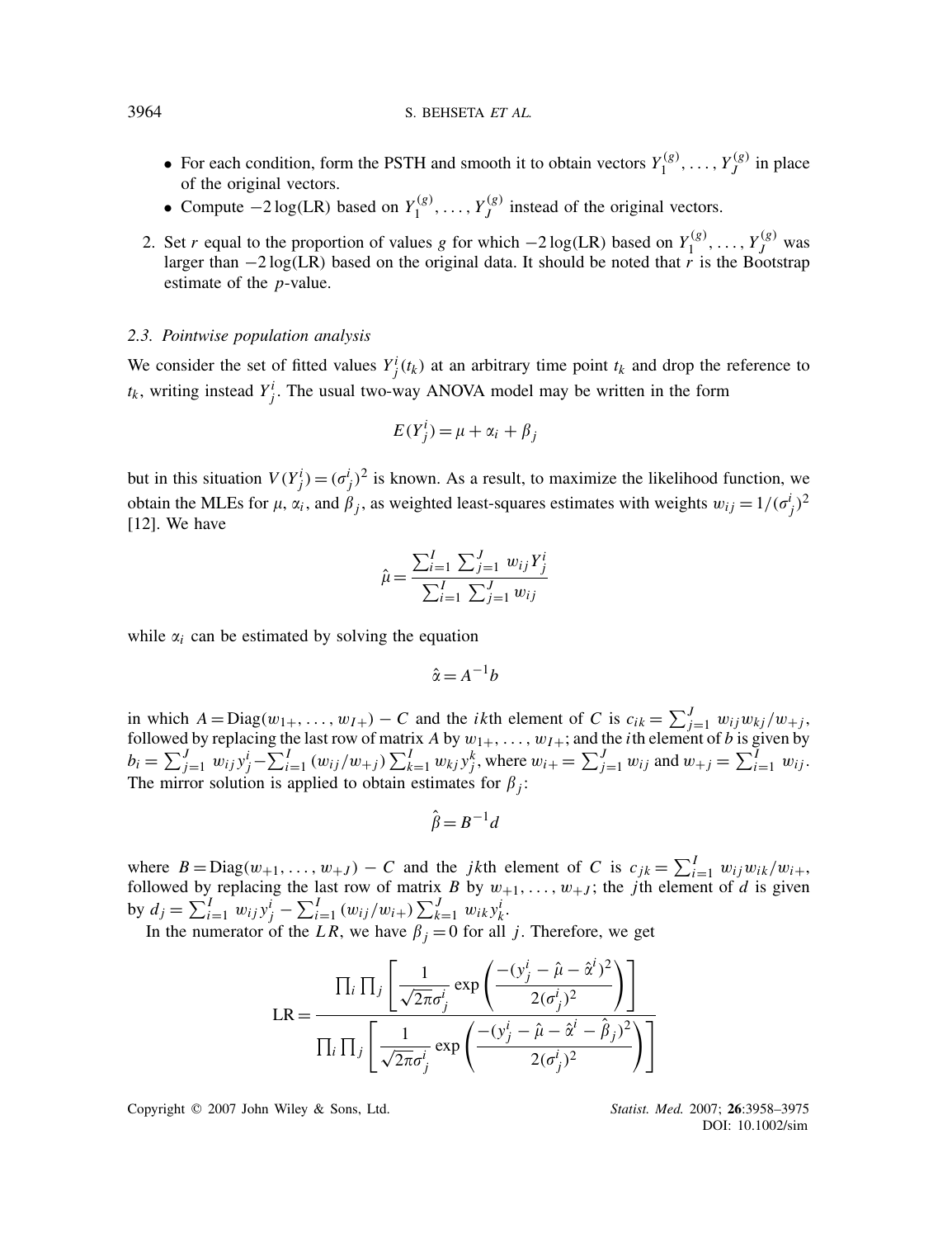- For each condition, form the PSTH and smooth it to obtain vectors $Y_1^{(g)}, \ldots, Y_J^{(g)}$ in place of the original vectors.
- Compute $-2\log(\text{LR})$ based on $Y_1^{(g)}, \ldots, Y_J^{(g)}$ instead of the original vectors.

2. Set $r$ equal to the proportion of values $g$ for which $-2\log(\text{LR})$ based on $Y_1^{(g)}, \ldots, Y_J^{(g)}$ was larger than $-2\log(\text{LR})$ based on the original data. It should be noted that $r$ is the Bootstrap estimate of the $p$-value.

### 2.3. Pointwise population analysis

We consider the set of fitted values $Y_j^i(t_k)$ at an arbitrary time point $t_k$ and drop the reference to $t_k$, writing instead $Y_j^i$. The usual two-way ANOVA model may be written in the form

$$E(Y_j^i) = \mu + \alpha_i + \beta_j$$

but in this situation $V(Y_j^i) = (\sigma_j^i)^2$ is known. As a result, to maximize the likelihood function, we obtain the MLEs for $\mu$, $\alpha_i$, and $\beta_j$, as weighted least-squares estimates with weights $w_{ij} = 1/(\sigma_j^i)^2$ [12]. We have

$$\hat{\mu} = \frac{\sum_{i=1}^{I} \sum_{j=1}^{J} w_{ij} Y_j^i}{\sum_{i=1}^{I} \sum_{j=1}^{J} w_{ij}}$$

while $\alpha_i$ can be estimated by solving the equation

$$\hat{\alpha} = A^{-1} b$$

in which $A = \text{Diag}(w_{1+}, \ldots, w_{I+}) - C$ and the $ik$th element of $C$ is $c_{ik} = \sum_{j=1}^{J} w_{ij} w_{kj} / w_{+j}$, followed by replacing the last row of matrix $A$ by $w_{1+}, \ldots, w_{I+}$; and the $i$th element of $b$ is given by $b_i = \sum_{j=1}^{J} w_{ij} y_j^i - \sum_{i=1}^{I} (w_{ij}/w_{+j}) \sum_{k=1}^{I} w_{kj} y_j^k$, where $w_{i+} = \sum_{j=1}^{J} w_{ij}$ and $w_{+j} = \sum_{i=1}^{I} w_{ij}$. The mirror solution is applied to obtain estimates for $\beta_j$:

$$\hat{\beta} = B^{-1} d$$

where $B = \text{Diag}(w_{+1}, \ldots, w_{+J}) - C$ and the $jk$th element of $C$ is $c_{jk} = \sum_{i=1}^{I} w_{ij} w_{ik} / w_{i+}$, followed by replacing the last row of matrix $B$ by $w_{+1}, \ldots, w_{+J}$; the $j$th element of $d$ is given by $d_j = \sum_{i=1}^{I} w_{ij} y_j^i - \sum_{i=1}^{I} (w_{ij}/w_{i+}) \sum_{k=1}^{J} w_{ik} y_k^i$.

In the numerator of the $LR$, we have $\beta_j = 0$ for all $j$. Therefore, we get

$$\text{LR} = \frac{\prod_i \prod_j \left[ \dfrac{1}{\sqrt{2\pi}\sigma_j^i} \exp\left( \dfrac{-(y_j^i - \hat{\mu} - \hat{\alpha}^i)^2}{2(\sigma_j^i)^2} \right) \right]}{\prod_i \prod_j \left[ \dfrac{1}{\sqrt{2\pi}\sigma_j^i} \exp\left( \dfrac{-(y_j^i - \hat{\mu} - \hat{\alpha}^i - \hat{\beta}_j)^2}{2(\sigma_j^i)^2} \right) \right]}$$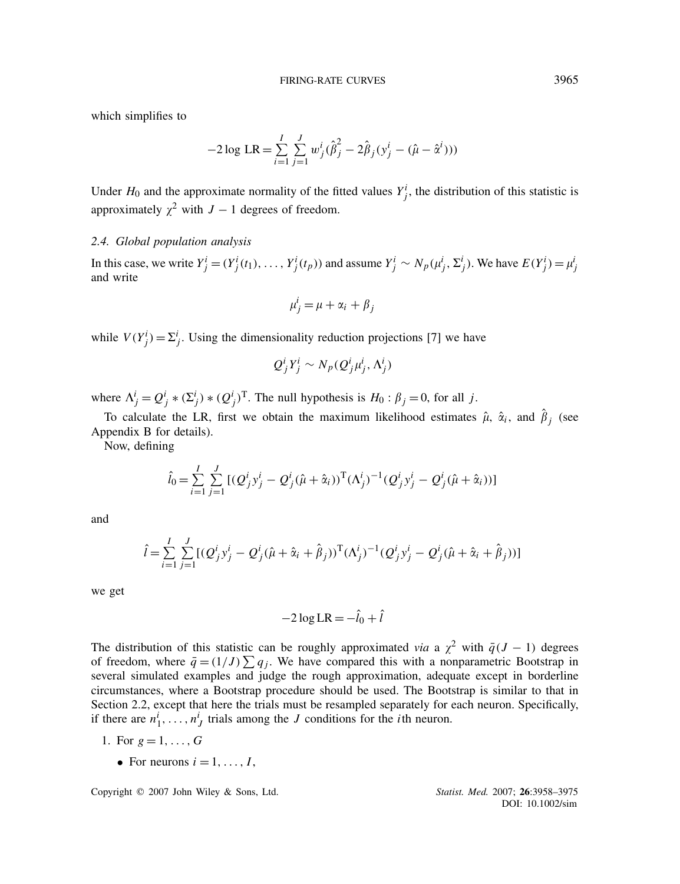which simplifies to

$$-2 \log \text{LR} = \sum_{i=1}^{I} \sum_{j=1}^{J} w_j^i (\hat{\beta}_j^2 - 2\hat{\beta}_j (y_j^i - (\hat{\mu} - \hat{\alpha}^i)))$$

Under $H_0$ and the approximate normality of the fitted values $Y_j^i$, the distribution of this statistic is approximately $\chi^2$ with $J-1$ degrees of freedom.

### 2.4. Global population analysis

In this case, we write $Y_j^i = (Y_j^i(t_1), \ldots, Y_j^i(t_p))$ and assume $Y_j^i \sim N_p(\mu_j^i, \Sigma_j^i)$. We have $E(Y_j^i) = \mu_j^i$ and write

$$\mu_j^i = \mu + \alpha_i + \beta_j$$

while $V(Y_j^i) = \Sigma_j^i$. Using the dimensionality reduction projections [7] we have

$$Q_j^i Y_j^i \sim N_p(Q_j^i \mu_j^i, \Lambda_j^i)$$

where $\Lambda_j^i = Q_j^i * (\Sigma_j^i) * (Q_j^i)^{\mathrm{T}}$. The null hypothesis is $H_0 : \beta_j = 0$, for all $j$.

To calculate the LR, first we obtain the maximum likelihood estimates $\hat{\mu}$, $\hat{\alpha}_i$, and $\hat{\beta}_j$ (see Appendix B for details).

Now, defining

$$\hat{l}_0 = \sum_{i=1}^{I} \sum_{j=1}^{J} [(Q_j^i y_j^i - Q_j^i(\hat{\mu} + \hat{\alpha}_i))^{\mathrm{T}} (\Lambda_j^i)^{-1} (Q_j^i y_j^i - Q_j^i(\hat{\mu} + \hat{\alpha}_i))]$$

and

$$\hat{l} = \sum_{i=1}^{I} \sum_{j=1}^{J} [(Q_j^i y_j^i - Q_j^i(\hat{\mu} + \hat{\alpha}_i + \hat{\beta}_j))^{\mathrm{T}} (\Lambda_j^i)^{-1} (Q_j^i y_j^i - Q_j^i(\hat{\mu} + \hat{\alpha}_i + \hat{\beta}_j))]$$

we get

$$-2 \log \text{LR} = -\hat{l}_0 + \hat{l}$$

The distribution of this statistic can be roughly approximated *via* a $\chi^2$ with $\bar{q}(J-1)$ degrees of freedom, where $\bar{q} = (1/J) \sum q_j$. We have compared this with a nonparametric Bootstrap in several simulated examples and judge the rough approximation, adequate except in borderline circumstances, where a Bootstrap procedure should be used. The Bootstrap is similar to that in Section 2.2, except that here the trials must be resampled separately for each neuron. Specifically, if there are $n_1^i, \ldots, n_J^i$ trials among the $J$ conditions for the $i$th neuron.

1. For $g = 1, \ldots, G$
   - For neurons $i = 1, \ldots, I$,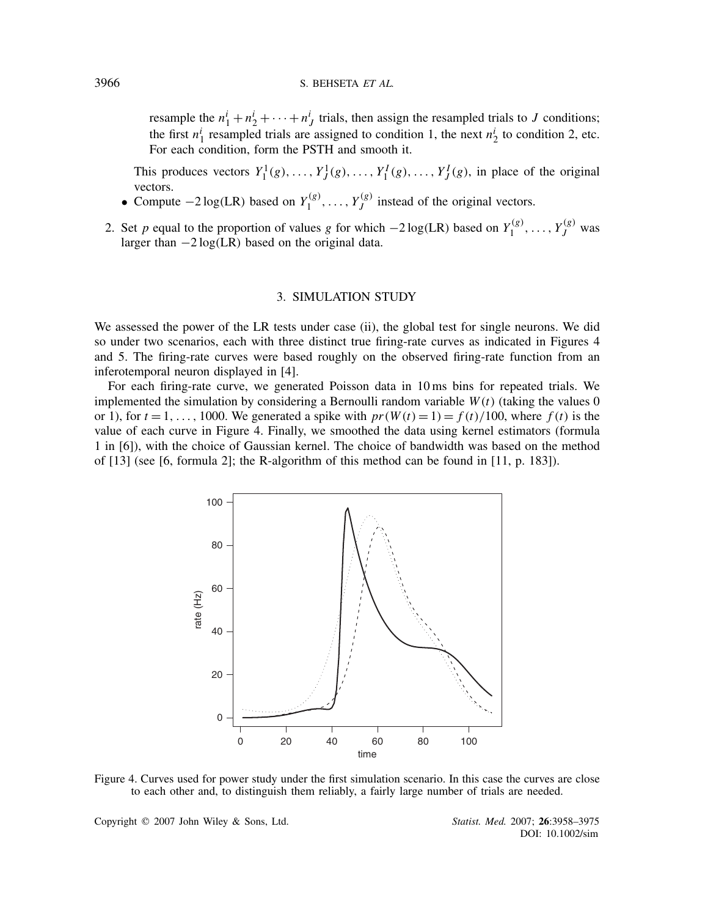resample the $n_1^i + n_2^i + \cdots + n_J^i$ trials, then assign the resampled trials to $J$ conditions; the first $n_1^i$ resampled trials are assigned to condition 1, the next $n_2^i$ to condition 2, etc. For each condition, form the PSTH and smooth it.

This produces vectors $Y_1^1(g), \ldots, Y_J^1(g), \ldots, Y_1^I(g), \ldots, Y_J^I(g)$, in place of the original vectors.

- Compute $-2\log(\text{LR})$ based on $Y_1^{(g)}, \ldots, Y_J^{(g)}$ instead of the original vectors.

2. Set $p$ equal to the proportion of values $g$ for which $-2\log(\text{LR})$ based on $Y_1^{(g)}, \ldots, Y_J^{(g)}$ was larger than $-2\log(\text{LR})$ based on the original data.

## 3. SIMULATION STUDY

We assessed the power of the LR tests under case (ii), the global test for single neurons. We did so under two scenarios, each with three distinct true firing-rate curves as indicated in Figures 4 and 5. The firing-rate curves were based roughly on the observed firing-rate function from an inferotemporal neuron displayed in [4].

For each firing-rate curve, we generated Poisson data in 10 ms bins for repeated trials. We implemented the simulation by considering a Bernoulli random variable $W(t)$ (taking the values 0 or 1), for $t = 1, \ldots, 1000$. We generated a spike with $pr(W(t) = 1) = f(t)/100$, where $f(t)$ is the value of each curve in Figure 4. Finally, we smoothed the data using kernel estimators (formula 1 in [6]), with the choice of Gaussian kernel. The choice of bandwidth was based on the method of [13] (see [6, formula 2]; the R-algorithm of this method can be found in [11, p. 183]).

Figure 4. Curves used for power study under the first simulation scenario. In this case the curves are close to each other and, to distinguish them reliably, a fairly large number of trials are needed.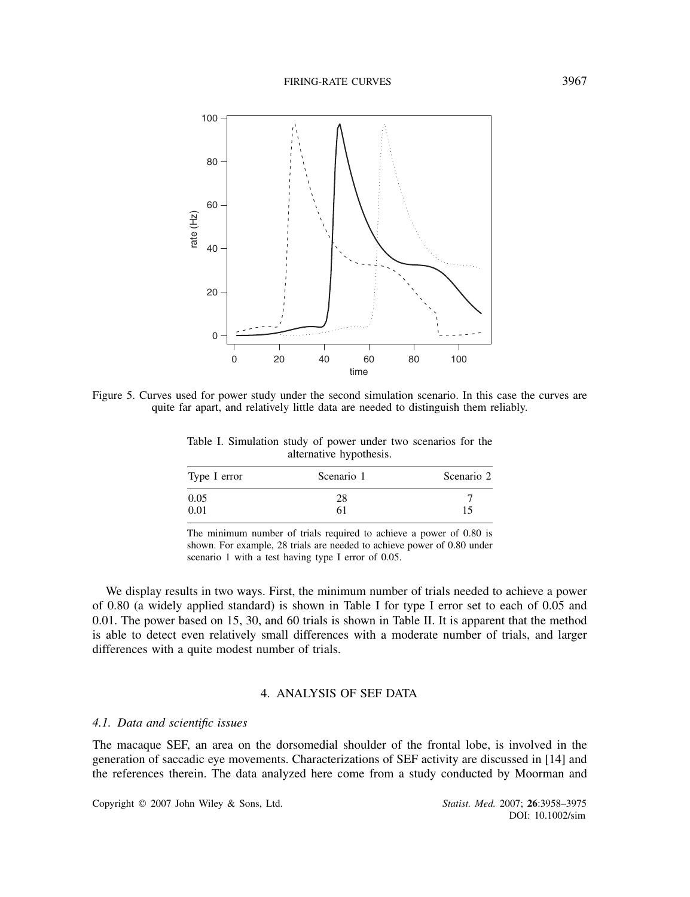Figure 5. Curves used for power study under the second simulation scenario. In this case the curves are quite far apart, and relatively little data are needed to distinguish them reliably.

Table I. Simulation study of power under two scenarios for the alternative hypothesis.

| Type I error | Scenario 1 | Scenario 2 |
|---|---|---|
| 0.05 | 28 | 7 |
| 0.01 | 61 | 15 |

The minimum number of trials required to achieve a power of 0.80 is shown. For example, 28 trials are needed to achieve power of 0.80 under scenario 1 with a test having type I error of 0.05.

We display results in two ways. First, the minimum number of trials needed to achieve a power of 0.80 (a widely applied standard) is shown in Table I for type I error set to each of 0.05 and 0.01. The power based on 15, 30, and 60 trials is shown in Table II. It is apparent that the method is able to detect even relatively small differences with a moderate number of trials, and larger differences with a quite modest number of trials.

## 4. ANALYSIS OF SEF DATA

### *4.1. Data and scientific issues*

The macaque SEF, an area on the dorsomedial shoulder of the frontal lobe, is involved in the generation of saccadic eye movements. Characterizations of SEF activity are discussed in [14] and the references therein. The data analyzed here come from a study conducted by Moorman and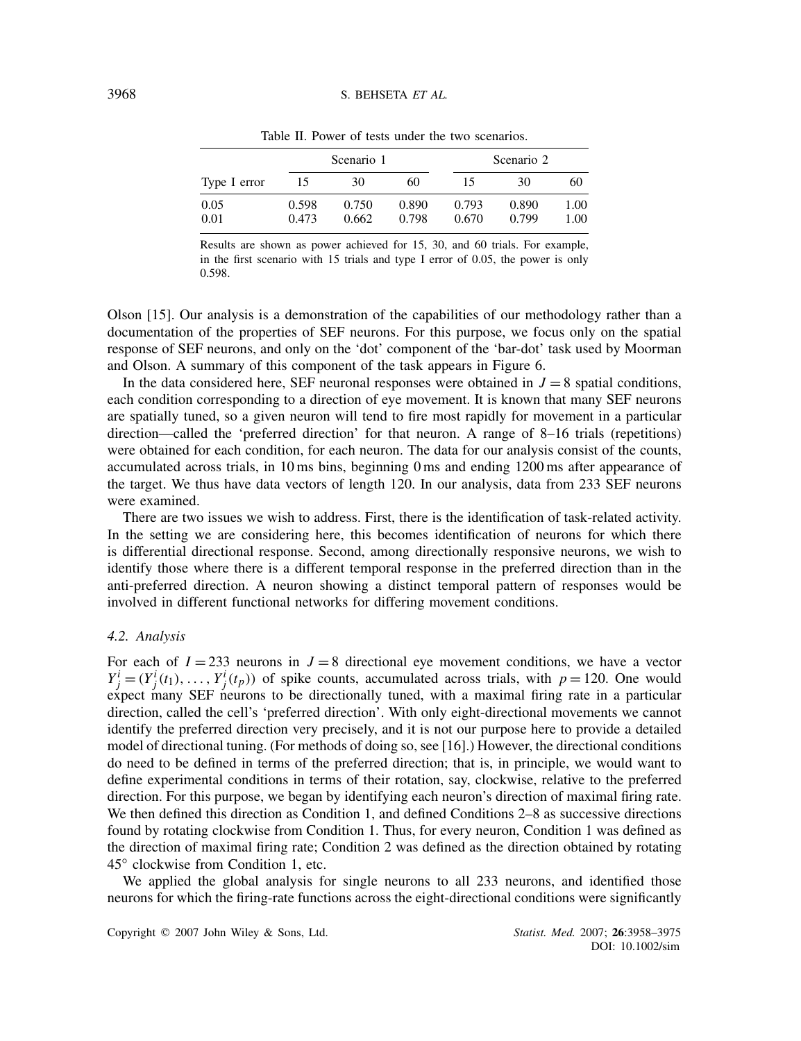Table II. Power of tests under the two scenarios.

| | Scenario 1 | | | Scenario 2 | | |
|---|---|---|---|---|---|---|
| Type I error | 15 | 30 | 60 | 15 | 30 | 60 |
| 0.05 | 0.598 | 0.750 | 0.890 | 0.793 | 0.890 | 1.00 |
| 0.01 | 0.473 | 0.662 | 0.798 | 0.670 | 0.799 | 1.00 |

Results are shown as power achieved for 15, 30, and 60 trials. For example, in the first scenario with 15 trials and type I error of 0.05, the power is only 0.598.

Olson [15]. Our analysis is a demonstration of the capabilities of our methodology rather than a documentation of the properties of SEF neurons. For this purpose, we focus only on the spatial response of SEF neurons, and only on the 'dot' component of the 'bar-dot' task used by Moorman and Olson. A summary of this component of the task appears in Figure 6.

In the data considered here, SEF neuronal responses were obtained in $J=8$ spatial conditions, each condition corresponding to a direction of eye movement. It is known that many SEF neurons are spatially tuned, so a given neuron will tend to fire most rapidly for movement in a particular direction—called the 'preferred direction' for that neuron. A range of 8–16 trials (repetitions) were obtained for each condition, for each neuron. The data for our analysis consist of the counts, accumulated across trials, in 10 ms bins, beginning 0 ms and ending 1200 ms after appearance of the target. We thus have data vectors of length 120. In our analysis, data from 233 SEF neurons were examined.

There are two issues we wish to address. First, there is the identification of task-related activity. In the setting we are considering here, this becomes identification of neurons for which there is differential directional response. Second, among directionally responsive neurons, we wish to identify those where there is a different temporal response in the preferred direction than in the anti-preferred direction. A neuron showing a distinct temporal pattern of responses would be involved in different functional networks for differing movement conditions.

### 4.2. Analysis

For each of $I=233$ neurons in $J=8$ directional eye movement conditions, we have a vector $Y_j^i=(Y_j^i(t_1),\ldots,Y_j^i(t_p))$ of spike counts, accumulated across trials, with $p=120$. One would expect many SEF neurons to be directionally tuned, with a maximal firing rate in a particular direction, called the cell's 'preferred direction'. With only eight-directional movements we cannot identify the preferred direction very precisely, and it is not our purpose here to provide a detailed model of directional tuning. (For methods of doing so, see [16].) However, the directional conditions do need to be defined in terms of the preferred direction; that is, in principle, we would want to define experimental conditions in terms of their rotation, say, clockwise, relative to the preferred direction. For this purpose, we began by identifying each neuron's direction of maximal firing rate. We then defined this direction as Condition 1, and defined Conditions 2–8 as successive directions found by rotating clockwise from Condition 1. Thus, for every neuron, Condition 1 was defined as the direction of maximal firing rate; Condition 2 was defined as the direction obtained by rotating 45° clockwise from Condition 1, etc.

We applied the global analysis for single neurons to all 233 neurons, and identified those neurons for which the firing-rate functions across the eight-directional conditions were significantly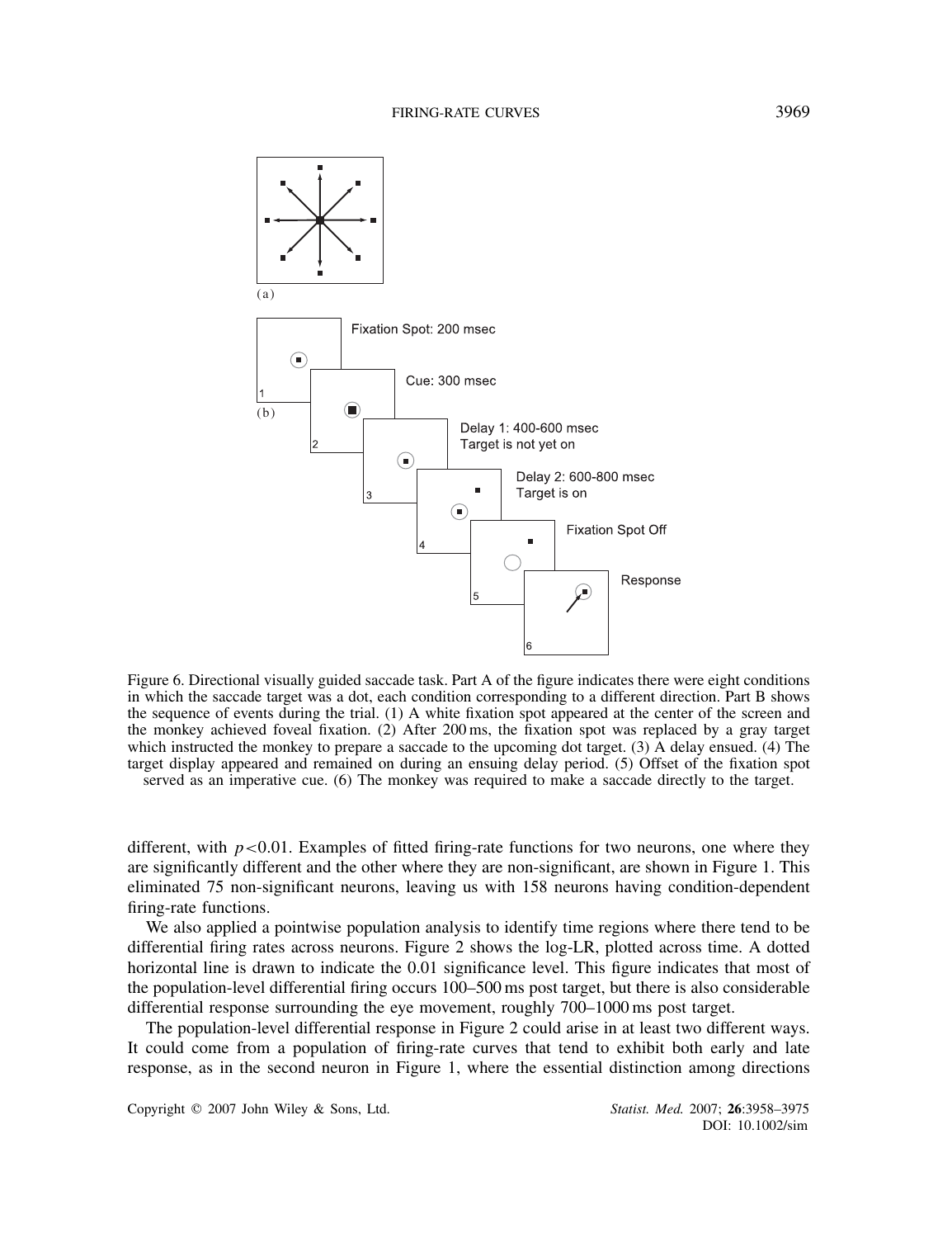Figure 6. Directional visually guided saccade task. Part A of the figure indicates there were eight conditions in which the saccade target was a dot, each condition corresponding to a different direction. Part B shows the sequence of events during the trial. (1) A white fixation spot appeared at the center of the screen and the monkey achieved foveal fixation. (2) After 200 ms, the fixation spot was replaced by a gray target which instructed the monkey to prepare a saccade to the upcoming dot target. (3) A delay ensued. (4) The target display appeared and remained on during an ensuing delay period. (5) Offset of the fixation spot served as an imperative cue. (6) The monkey was required to make a saccade directly to the target.

different, with $p<0.01$. Examples of fitted firing-rate functions for two neurons, one where they are significantly different and the other where they are non-significant, are shown in Figure 1. This eliminated 75 non-significant neurons, leaving us with 158 neurons having condition-dependent firing-rate functions.

We also applied a pointwise population analysis to identify time regions where there tend to be differential firing rates across neurons. Figure 2 shows the log-LR, plotted across time. A dotted horizontal line is drawn to indicate the 0.01 significance level. This figure indicates that most of the population-level differential firing occurs 100–500 ms post target, but there is also considerable differential response surrounding the eye movement, roughly 700–1000 ms post target.

The population-level differential response in Figure 2 could arise in at least two different ways. It could come from a population of firing-rate curves that tend to exhibit both early and late response, as in the second neuron in Figure 1, where the essential distinction among directions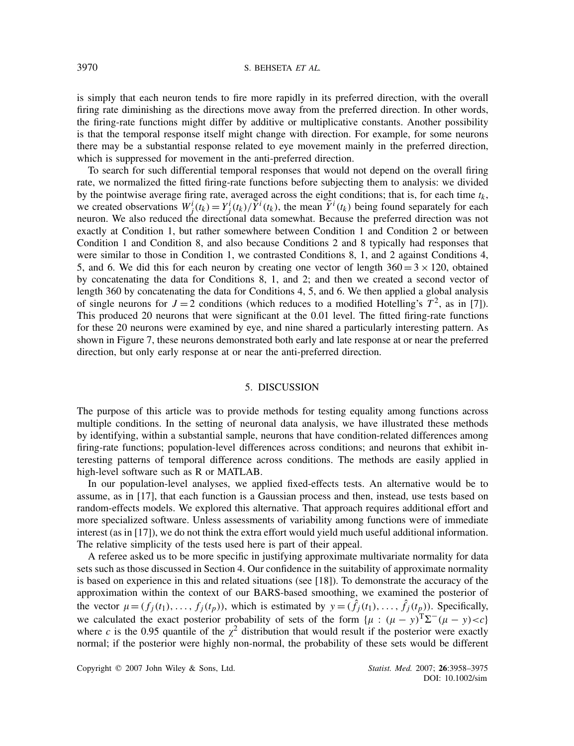is simply that each neuron tends to fire more rapidly in its preferred direction, with the overall firing rate diminishing as the directions move away from the preferred direction. In other words, the firing-rate functions might differ by additive or multiplicative constants. Another possibility is that the temporal response itself might change with direction. For example, for some neurons there may be a substantial response related to eye movement mainly in the preferred direction, which is suppressed for movement in the anti-preferred direction.

To search for such differential temporal responses that would not depend on the overall firing rate, we normalized the fitted firing-rate functions before subjecting them to analysis: we divided by the pointwise average firing rate, averaged across the eight conditions; that is, for each time $t_k$, we created observations $W_j^i(t_k) = Y_j^i(t_k)/\bar{Y}^i(t_k)$, the mean $\bar{Y}^i(t_k)$ being found separately for each neuron. We also reduced the directional data somewhat. Because the preferred direction was not exactly at Condition 1, but rather somewhere between Condition 1 and Condition 2 or between Condition 1 and Condition 8, and also because Conditions 2 and 8 typically had responses that were similar to those in Condition 1, we contrasted Conditions 8, 1, and 2 against Conditions 4, 5, and 6. We did this for each neuron by creating one vector of length $360 = 3 \times 120$, obtained by concatenating the data for Conditions 8, 1, and 2; and then we created a second vector of length 360 by concatenating the data for Conditions 4, 5, and 6. We then applied a global analysis of single neurons for $J = 2$ conditions (which reduces to a modified Hotelling's $T^2$, as in [7]). This produced 20 neurons that were significant at the 0.01 level. The fitted firing-rate functions for these 20 neurons were examined by eye, and nine shared a particularly interesting pattern. As shown in Figure 7, these neurons demonstrated both early and late response at or near the preferred direction, but only early response at or near the anti-preferred direction.

## 5. DISCUSSION

The purpose of this article was to provide methods for testing equality among functions across multiple conditions. In the setting of neuronal data analysis, we have illustrated these methods by identifying, within a substantial sample, neurons that have condition-related differences among firing-rate functions; population-level differences across conditions; and neurons that exhibit interesting patterns of temporal difference across conditions. The methods are easily applied in high-level software such as R or MATLAB.

In our population-level analyses, we applied fixed-effects tests. An alternative would be to assume, as in [17], that each function is a Gaussian process and then, instead, use tests based on random-effects models. We explored this alternative. That approach requires additional effort and more specialized software. Unless assessments of variability among functions were of immediate interest (as in [17]), we do not think the extra effort would yield much useful additional information. The relative simplicity of the tests used here is part of their appeal.

A referee asked us to be more specific in justifying approximate multivariate normality for data sets such as those discussed in Section 4. Our confidence in the suitability of approximate normality is based on experience in this and related situations (see [18]). To demonstrate the accuracy of the approximation within the context of our BARS-based smoothing, we examined the posterior of the vector $\mu = (f_j(t_1), \ldots, f_j(t_p))$, which is estimated by $y = (\hat{f}_j(t_1), \ldots, \hat{f}_j(t_p))$. Specifically, we calculated the exact posterior probability of sets of the form $\{\mu : (\mu - y)^{\mathrm{T}}\Sigma^{-}(\mu - y) < c\}$ where $c$ is the 0.95 quantile of the $\chi^2$ distribution that would result if the posterior were exactly normal; if the posterior were highly non-normal, the probability of these sets would be different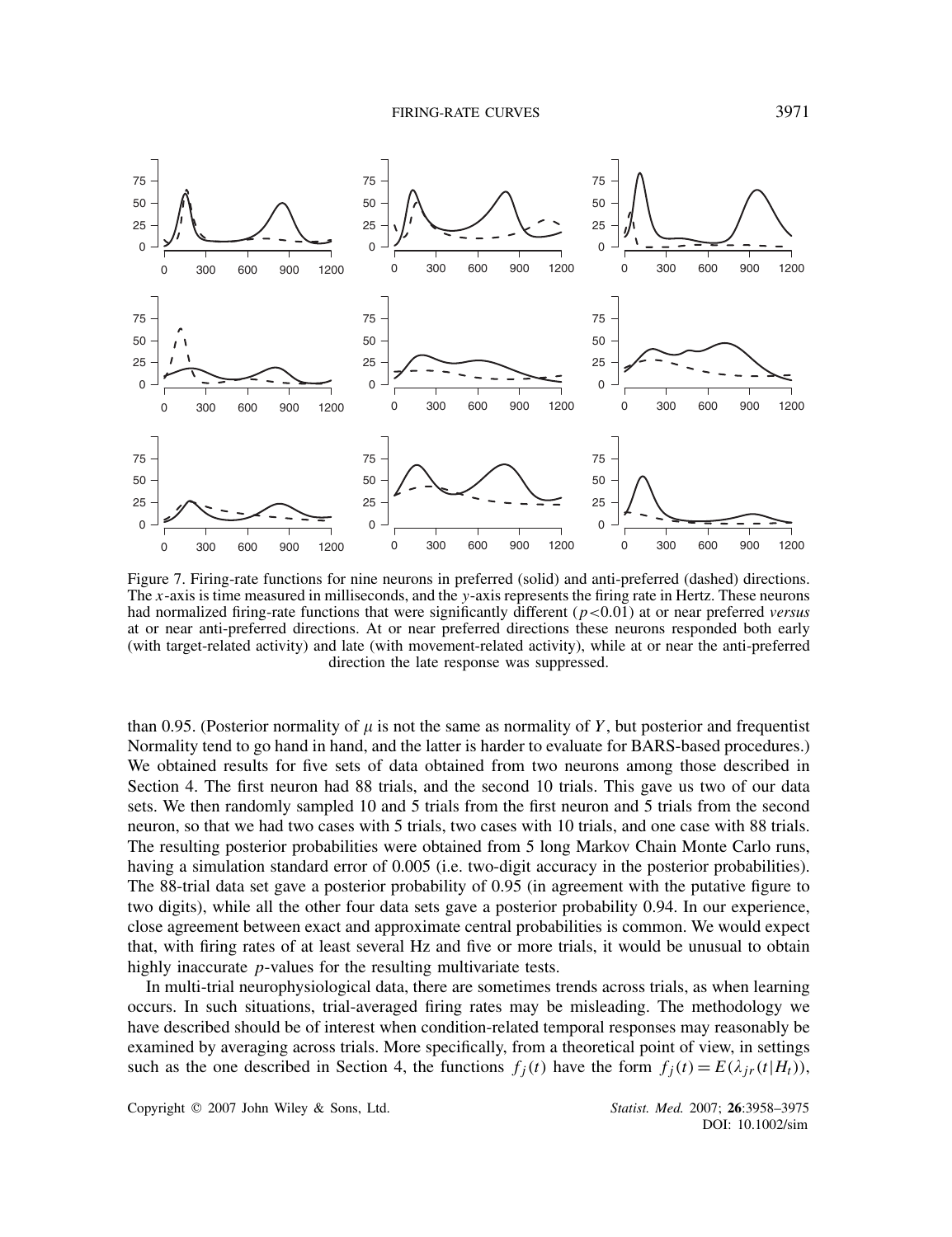Figure 7. Firing-rate functions for nine neurons in preferred (solid) and anti-preferred (dashed) directions. The $x$-axis is time measured in milliseconds, and the $y$-axis represents the firing rate in Hertz. These neurons had normalized firing-rate functions that were significantly different ($p<0.01$) at or near preferred *versus* at or near anti-preferred directions. At or near preferred directions these neurons responded both early (with target-related activity) and late (with movement-related activity), while at or near the anti-preferred direction the late response was suppressed.

than 0.95. (Posterior normality of $\mu$ is not the same as normality of $Y$, but posterior and frequentist Normality tend to go hand in hand, and the latter is harder to evaluate for BARS-based procedures.) We obtained results for five sets of data obtained from two neurons among those described in Section 4. The first neuron had 88 trials, and the second 10 trials. This gave us two of our data sets. We then randomly sampled 10 and 5 trials from the first neuron and 5 trials from the second neuron, so that we had two cases with 5 trials, two cases with 10 trials, and one case with 88 trials. The resulting posterior probabilities were obtained from 5 long Markov Chain Monte Carlo runs, having a simulation standard error of 0.005 (i.e. two-digit accuracy in the posterior probabilities). The 88-trial data set gave a posterior probability of 0.95 (in agreement with the putative figure to two digits), while all the other four data sets gave a posterior probability 0.94. In our experience, close agreement between exact and approximate central probabilities is common. We would expect that, with firing rates of at least several Hz and five or more trials, it would be unusual to obtain highly inaccurate $p$-values for the resulting multivariate tests.

In multi-trial neurophysiological data, there are sometimes trends across trials, as when learning occurs. In such situations, trial-averaged firing rates may be misleading. The methodology we have described should be of interest when condition-related temporal responses may reasonably be examined by averaging across trials. More specifically, from a theoretical point of view, in settings such as the one described in Section 4, the functions $f_j(t)$ have the form $f_j(t) = E(\lambda_{jr}(t|H_t))$,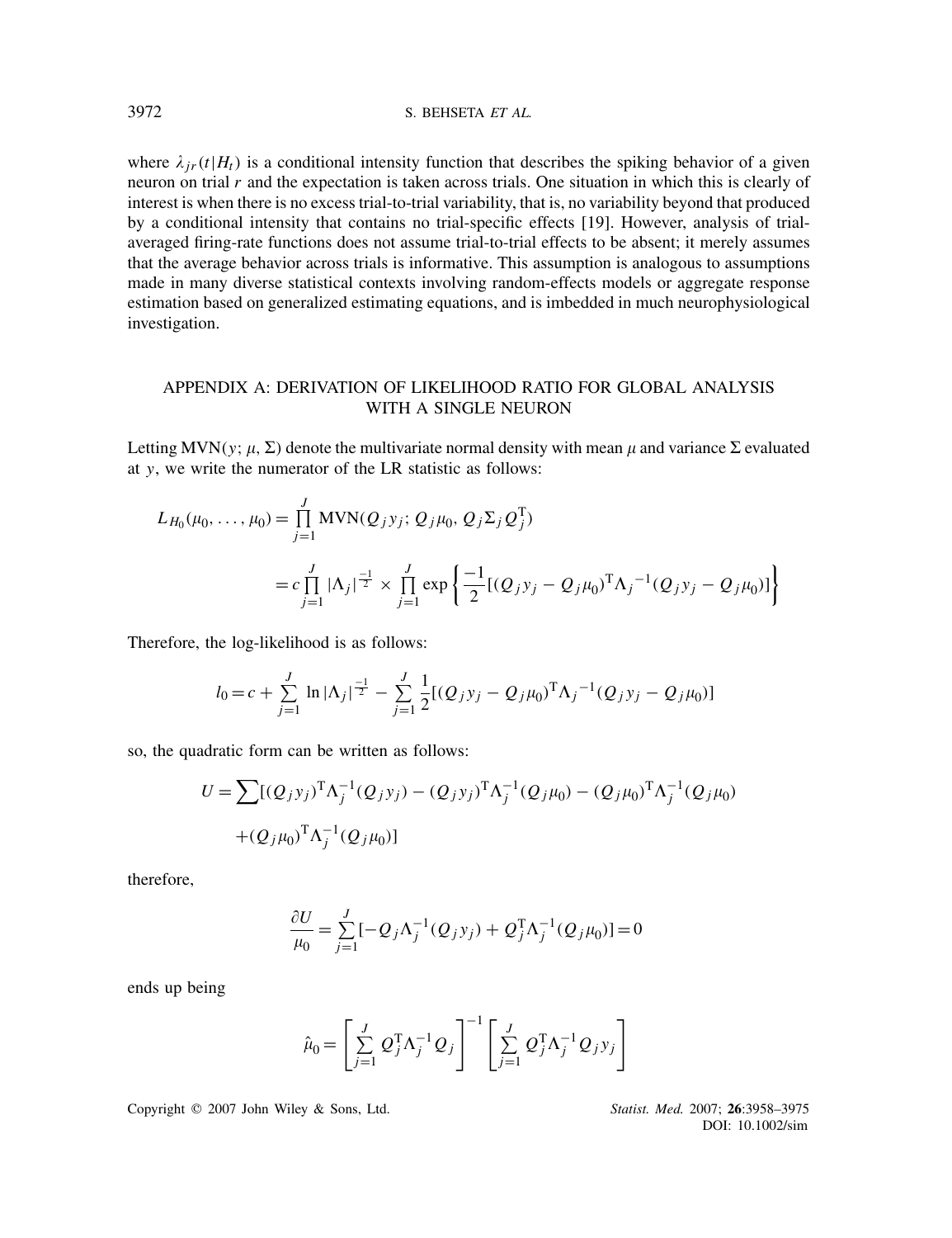where $\lambda_{jr}(t|H_t)$ is a conditional intensity function that describes the spiking behavior of a given neuron on trial $r$ and the expectation is taken across trials. One situation in which this is clearly of interest is when there is no excess trial-to-trial variability, that is, no variability beyond that produced by a conditional intensity that contains no trial-specific effects [19]. However, analysis of trial-averaged firing-rate functions does not assume trial-to-trial effects to be absent; it merely assumes that the average behavior across trials is informative. This assumption is analogous to assumptions made in many diverse statistical contexts involving random-effects models or aggregate response estimation based on generalized estimating equations, and is imbedded in much neurophysiological investigation.

## APPENDIX A: DERIVATION OF LIKELIHOOD RATIO FOR GLOBAL ANALYSIS WITH A SINGLE NEURON

Letting $\text{MVN}(y; \mu, \Sigma)$ denote the multivariate normal density with mean $\mu$ and variance $\Sigma$ evaluated at $y$, we write the numerator of the LR statistic as follows:

$$
\begin{aligned}
L_{H_0}(\mu_0, \ldots, \mu_0) &= \prod_{j=1}^{J} \text{MVN}(Q_j y_j; Q_j \mu_0, Q_j \Sigma_j Q_j^{\text{T}}) \\
&= c \prod_{j=1}^{J} |\Lambda_j|^{\frac{-1}{2}} \times \prod_{j=1}^{J} \exp\left\{ \frac{-1}{2}[(Q_j y_j - Q_j \mu_0)^{\text{T}} \Lambda_j{}^{-1} (Q_j y_j - Q_j \mu_0)] \right\}
\end{aligned}
$$

Therefore, the log-likelihood is as follows:

$$
l_0 = c + \sum_{j=1}^{J} \ln |\Lambda_j|^{\frac{-1}{2}} - \sum_{j=1}^{J} \frac{1}{2}[(Q_j y_j - Q_j \mu_0)^{\text{T}} \Lambda_j{}^{-1} (Q_j y_j - Q_j \mu_0)]
$$

so, the quadratic form can be written as follows:

$$
\begin{aligned}
U = \sum & [(Q_j y_j)^{\text{T}} \Lambda_j^{-1} (Q_j y_j) - (Q_j y_j)^{\text{T}} \Lambda_j^{-1} (Q_j \mu_0) - (Q_j \mu_0)^{\text{T}} \Lambda_j^{-1} (Q_j \mu_0) \\
& + (Q_j \mu_0)^{\text{T}} \Lambda_j^{-1} (Q_j \mu_0)]
\end{aligned}
$$

therefore,

$$
\frac{\partial U}{\mu_0} = \sum_{j=1}^{J} [-Q_j \Lambda_j^{-1} (Q_j y_j) + Q_j^{\text{T}} \Lambda_j^{-1} (Q_j \mu_0)] = 0
$$

ends up being

$$
\hat{\mu}_0 = \left[ \sum_{j=1}^{J} Q_j^{\text{T}} \Lambda_j^{-1} Q_j \right]^{-1} \left[ \sum_{j=1}^{J} Q_j^{\text{T}} \Lambda_j^{-1} Q_j y_j \right]
$$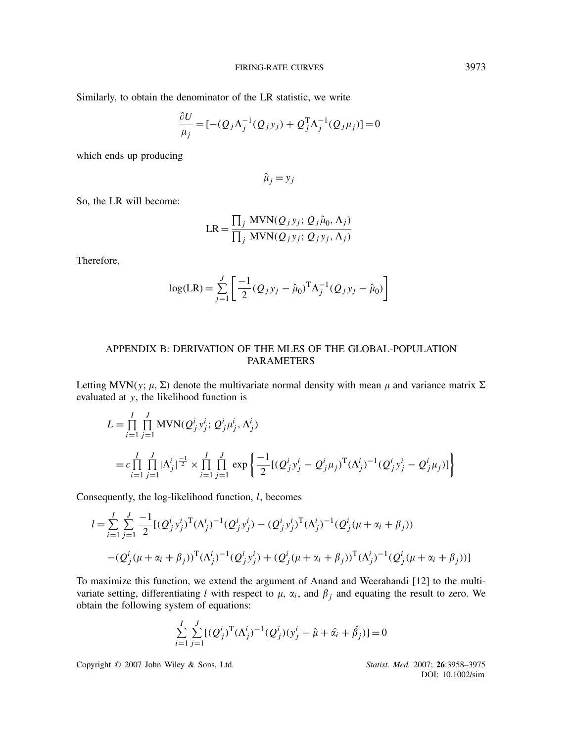Similarly, to obtain the denominator of the LR statistic, we write

$$\frac{\partial U}{\mu_j} = [-(Q_j \Lambda_j^{-1}(Q_j y_j) + Q_j^{\mathrm{T}} \Lambda_j^{-1}(Q_j \mu_j)] = 0$$

which ends up producing

$$\hat{\mu}_j = y_j$$

So, the LR will become:

$$\mathrm{LR} = \frac{\prod_j \mathrm{MVN}(Q_j y_j;\, Q_j \hat{\mu}_0, \Lambda_j)}{\prod_j \mathrm{MVN}(Q_j y_j;\, Q_j y_j, \Lambda_j)}$$

Therefore,

$$\log(\mathrm{LR}) = \sum_{j=1}^{J} \left[ \frac{-1}{2} (Q_j y_j - \hat{\mu}_0)^{\mathrm{T}} \Lambda_j^{-1} (Q_j y_j - \hat{\mu}_0) \right]$$

## APPENDIX B: DERIVATION OF THE MLES OF THE GLOBAL-POPULATION PARAMETERS

Letting $\mathrm{MVN}(y;\mu,\Sigma)$ denote the multivariate normal density with mean $\mu$ and variance matrix $\Sigma$ evaluated at $y$, the likelihood function is

$$\begin{aligned}
L &= \prod_{i=1}^{I} \prod_{j=1}^{J} \mathrm{MVN}(Q_j^i y_j^i;\, Q_j^i \mu_j^i, \Lambda_j^i) \\
&= c \prod_{i=1}^{I} \prod_{j=1}^{J} |\Lambda_j^i|^{\frac{-1}{2}} \times \prod_{i=1}^{I} \prod_{j=1}^{J} \exp\left\{ \frac{-1}{2} [(Q_j^i y_j^i - Q_j^i \mu_j)^{\mathrm{T}} (\Lambda_j^i)^{-1} (Q_j^i y_j^i - Q_j^i \mu_j)] \right\}
\end{aligned}$$

Consequently, the log-likelihood function, $l$, becomes

$$\begin{aligned}
l = \sum_{i=1}^{I} \sum_{j=1}^{J} \frac{-1}{2} [&(Q_j^i y_j^i)^{\mathrm{T}} (\Lambda_j^i)^{-1} (Q_j^i y_j^i) - (Q_j^i y_j^i)^{\mathrm{T}} (\Lambda_j^i)^{-1} (Q_j^i (\mu + \alpha_i + \beta_j)) \\
&- (Q_j^i (\mu + \alpha_i + \beta_j))^{\mathrm{T}} (\Lambda_j^i)^{-1} (Q_j^i y_j^i) + (Q_j^i (\mu + \alpha_i + \beta_j))^{\mathrm{T}} (\Lambda_j^i)^{-1} (Q_j^i (\mu + \alpha_i + \beta_j))]
\end{aligned}$$

To maximize this function, we extend the argument of Anand and Weerahandi [12] to the multivariate setting, differentiating $l$ with respect to $\mu$, $\alpha_i$, and $\beta_j$ and equating the result to zero. We obtain the following system of equations:

$$\sum_{i=1}^{I} \sum_{j=1}^{J} [(Q_j^i)^{\mathrm{T}} (\Lambda_j^i)^{-1} (Q_j^i)(y_j^i - \hat{\mu} + \hat{\alpha_i} + \hat{\beta}_j)] = 0$$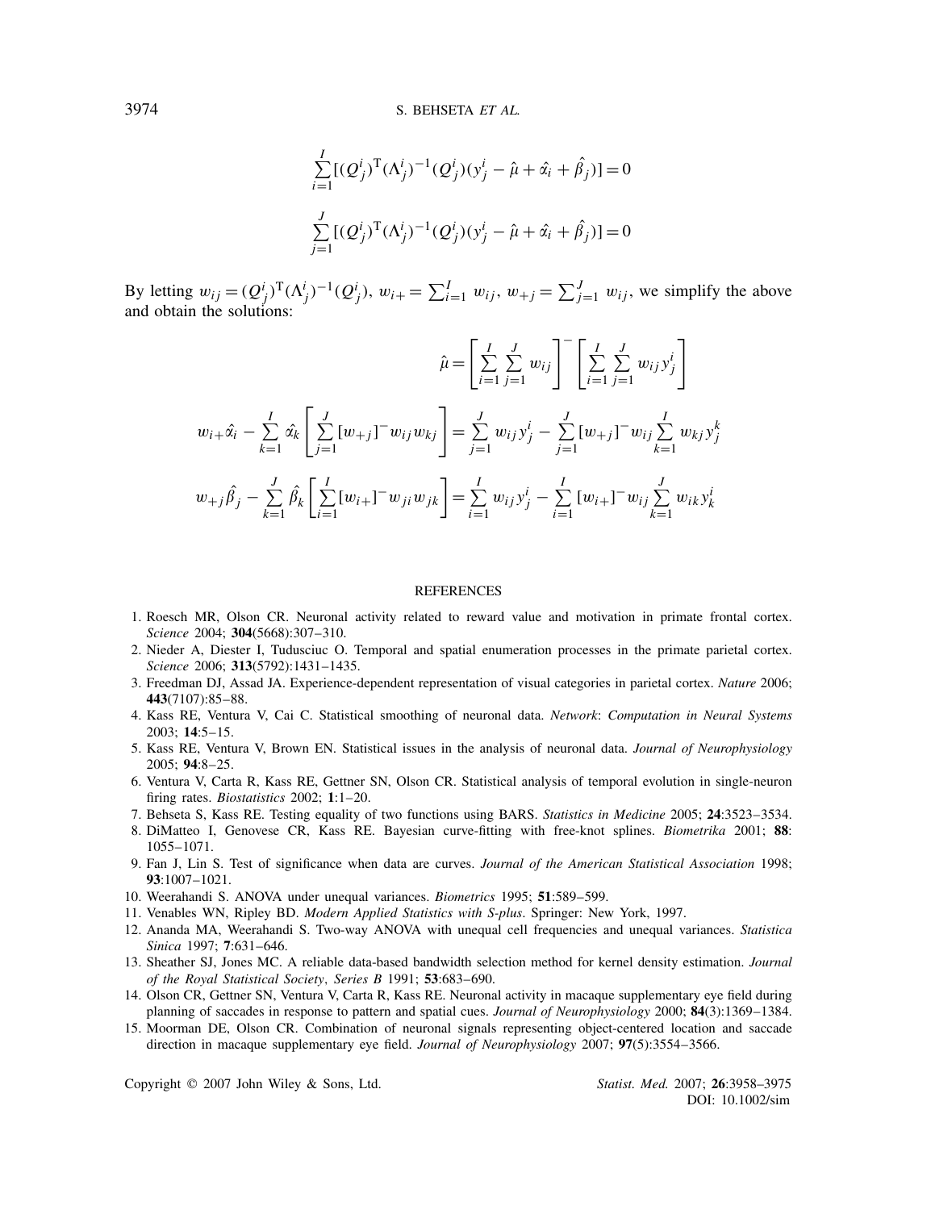$$\sum_{i=1}^{I} [(Q_j^i)^{\mathrm{T}} (\Lambda_j^i)^{-1} (Q_j^i)(y_j^i - \hat{\mu} + \hat{\alpha}_i + \hat{\beta}_j)] = 0$$

$$\sum_{j=1}^{J} [(Q_j^i)^{\mathrm{T}} (\Lambda_j^i)^{-1} (Q_j^i)(y_j^i - \hat{\mu} + \hat{\alpha}_i + \hat{\beta}_j)] = 0$$

By letting $w_{ij} = (Q_j^i)^{\mathrm{T}} (\Lambda_j^i)^{-1} (Q_j^i)$, $w_{i+} = \sum_{i=1}^{I} w_{ij}$, $w_{+j} = \sum_{j=1}^{J} w_{ij}$, we simplify the above and obtain the solutions:

$$\hat{\mu} = \left[ \sum_{i=1}^{I} \sum_{j=1}^{J} w_{ij} \right]^{-} \left[ \sum_{i=1}^{I} \sum_{j=1}^{J} w_{ij} y_j^i \right]$$

$$w_{i+} \hat{\alpha}_i - \sum_{k=1}^{I} \hat{\alpha}_k \left[ \sum_{j=1}^{J} [w_{+j}]^{-} w_{ij} w_{kj} \right] = \sum_{j=1}^{J} w_{ij} y_j^i - \sum_{j=1}^{J} [w_{+j}]^{-} w_{ij} \sum_{k=1}^{I} w_{kj} y_j^k$$

$$w_{+j} \hat{\beta}_j - \sum_{k=1}^{J} \hat{\beta}_k \left[ \sum_{i=1}^{I} [w_{i+}]^{-} w_{ji} w_{jk} \right] = \sum_{i=1}^{I} w_{ij} y_j^i - \sum_{i=1}^{I} [w_{i+}]^{-} w_{ij} \sum_{k=1}^{J} w_{ik} y_k^i$$

## REFERENCES

1. Roesch MR, Olson CR. Neuronal activity related to reward value and motivation in primate frontal cortex. *Science* 2004; **304**(5668):307–310.
2. Nieder A, Diester I, Tudusciuc O. Temporal and spatial enumeration processes in the primate parietal cortex. *Science* 2006; **313**(5792):1431–1435.
3. Freedman DJ, Assad JA. Experience-dependent representation of visual categories in parietal cortex. *Nature* 2006; **443**(7107):85–88.
4. Kass RE, Ventura V, Cai C. Statistical smoothing of neuronal data. *Network*: *Computation in Neural Systems* 2003; **14**:5–15.
5. Kass RE, Ventura V, Brown EN. Statistical issues in the analysis of neuronal data. *Journal of Neurophysiology* 2005; **94**:8–25.
6. Ventura V, Carta R, Kass RE, Gettner SN, Olson CR. Statistical analysis of temporal evolution in single-neuron firing rates. *Biostatistics* 2002; **1**:1–20.
7. Behseta S, Kass RE. Testing equality of two functions using BARS. *Statistics in Medicine* 2005; **24**:3523–3534.
8. DiMatteo I, Genovese CR, Kass RE. Bayesian curve-fitting with free-knot splines. *Biometrika* 2001; **88**: 1055–1071.
9. Fan J, Lin S. Test of significance when data are curves. *Journal of the American Statistical Association* 1998; **93**:1007–1021.
10. Weerahandi S. ANOVA under unequal variances. *Biometrics* 1995; **51**:589–599.
11. Venables WN, Ripley BD. *Modern Applied Statistics with S-plus*. Springer: New York, 1997.
12. Ananda MA, Weerahandi S. Two-way ANOVA with unequal cell frequencies and unequal variances. *Statistica Sinica* 1997; **7**:631–646.
13. Sheather SJ, Jones MC. A reliable data-based bandwidth selection method for kernel density estimation. *Journal of the Royal Statistical Society*, *Series B* 1991; **53**:683–690.
14. Olson CR, Gettner SN, Ventura V, Carta R, Kass RE. Neuronal activity in macaque supplementary eye field during planning of saccades in response to pattern and spatial cues. *Journal of Neurophysiology* 2000; **84**(3):1369–1384.
15. Moorman DE, Olson CR. Combination of neuronal signals representing object-centered location and saccade direction in macaque supplementary eye field. *Journal of Neurophysiology* 2007; **97**(5):3554–3566.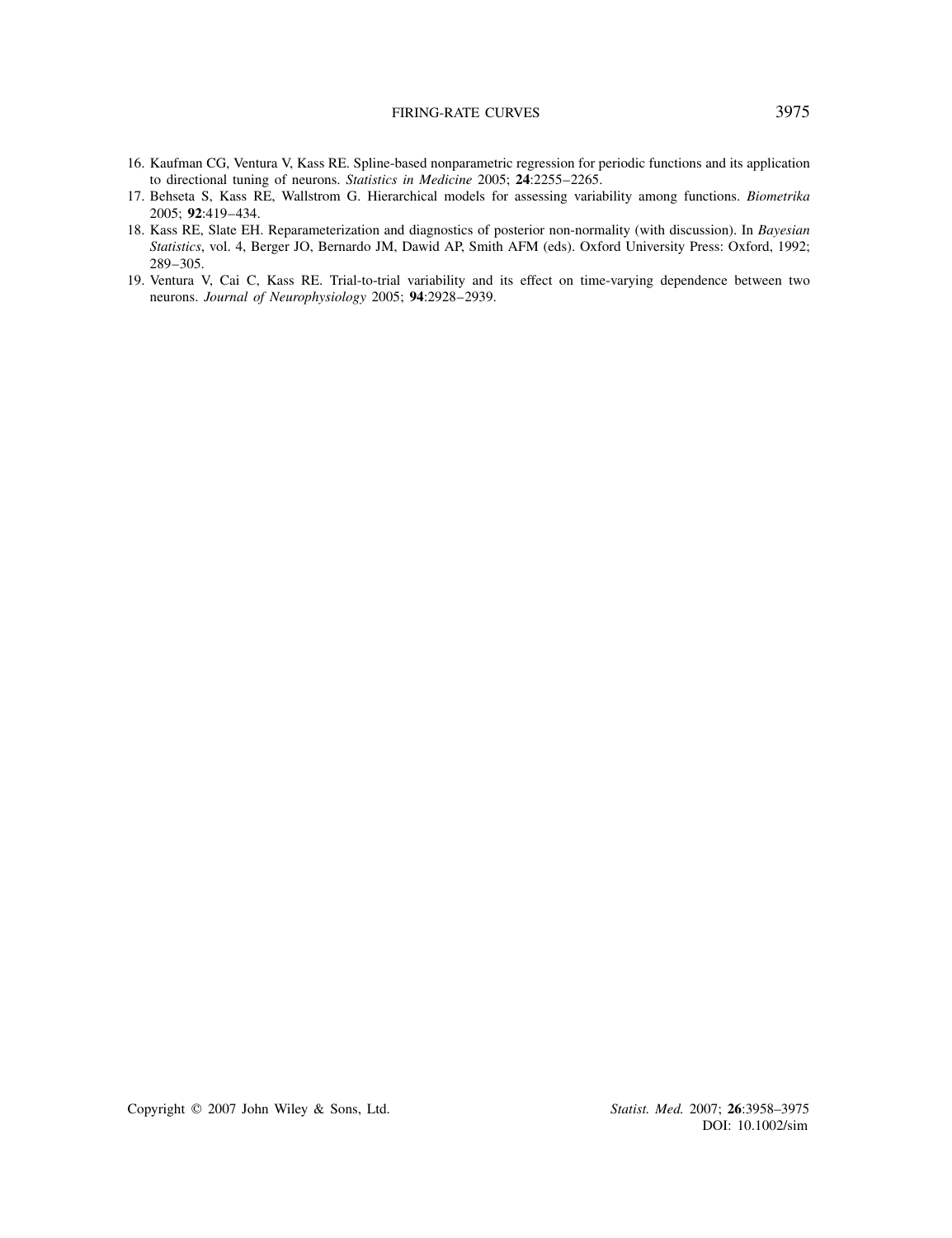16. Kaufman CG, Ventura V, Kass RE. Spline-based nonparametric regression for periodic functions and its application to directional tuning of neurons. *Statistics in Medicine* 2005; **24**:2255–2265.
17. Behseta S, Kass RE, Wallstrom G. Hierarchical models for assessing variability among functions. *Biometrika* 2005; **92**:419–434.
18. Kass RE, Slate EH. Reparameterization and diagnostics of posterior non-normality (with discussion). In *Bayesian Statistics*, vol. 4, Berger JO, Bernardo JM, Dawid AP, Smith AFM (eds). Oxford University Press: Oxford, 1992; 289–305.
19. Ventura V, Cai C, Kass RE. Trial-to-trial variability and its effect on time-varying dependence between two neurons. *Journal of Neurophysiology* 2005; **94**:2928–2939.